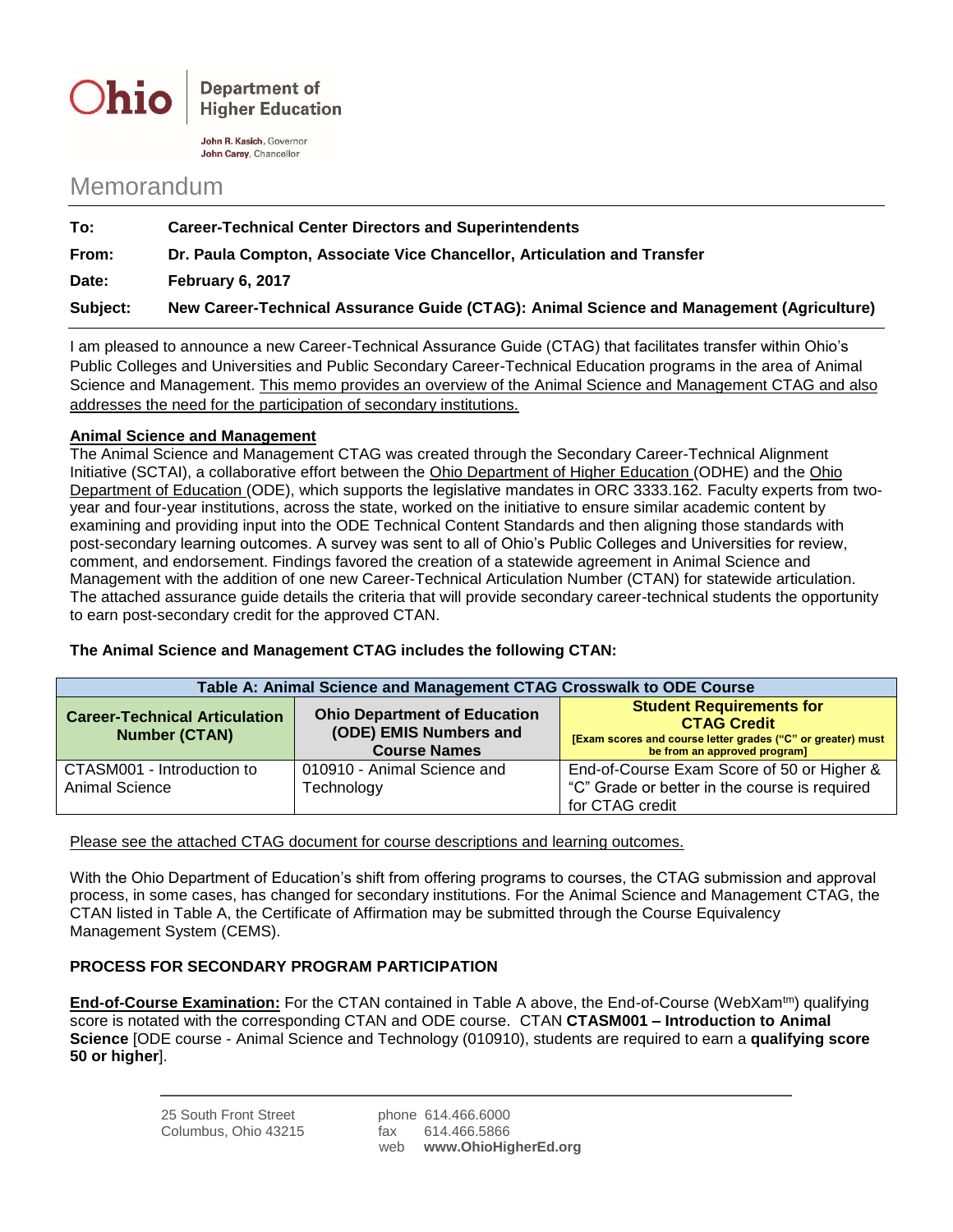**Ohio** | Department of Higher Education

John R. Kasich, Governor
John Carey, Chancellor

# Memorandum

**To:** **Career-Technical Center Directors and Superintendents**

**From:** **Dr. Paula Compton, Associate Vice Chancellor, Articulation and Transfer**

**Date:** **February 6, 2017**

**Subject:** **New Career-Technical Assurance Guide (CTAG): Animal Science and Management (Agriculture)**

I am pleased to announce a new Career-Technical Assurance Guide (CTAG) that facilitates transfer within Ohio's Public Colleges and Universities and Public Secondary Career-Technical Education programs in the area of Animal Science and Management. This memo provides an overview of the Animal Science and Management CTAG and also addresses the need for the participation of secondary institutions.

**Animal Science and Management**

The Animal Science and Management CTAG was created through the Secondary Career-Technical Alignment Initiative (SCTAI), a collaborative effort between the Ohio Department of Higher Education (ODHE) and the Ohio Department of Education (ODE), which supports the legislative mandates in ORC 3333.162. Faculty experts from two-year and four-year institutions, across the state, worked on the initiative to ensure similar academic content by examining and providing input into the ODE Technical Content Standards and then aligning those standards with post-secondary learning outcomes. A survey was sent to all of Ohio's Public Colleges and Universities for review, comment, and endorsement. Findings favored the creation of a statewide agreement in Animal Science and Management with the addition of one new Career-Technical Articulation Number (CTAN) for statewide articulation. The attached assurance guide details the criteria that will provide secondary career-technical students the opportunity to earn post-secondary credit for the approved CTAN.

**The Animal Science and Management CTAG includes the following CTAN:**

**Table A: Animal Science and Management CTAG Crosswalk to ODE Course**

| Career-Technical Articulation Number (CTAN) | Ohio Department of Education (ODE) EMIS Numbers and Course Names | Student Requirements for CTAG Credit [Exam scores and course letter grades ("C" or greater) must be from an approved program] |
|---|---|---|
| CTASM001 - Introduction to Animal Science | 010910 - Animal Science and Technology | End-of-Course Exam Score of 50 or Higher & "C" Grade or better in the course is required for CTAG credit |

Please see the attached CTAG document for course descriptions and learning outcomes.

With the Ohio Department of Education's shift from offering programs to courses, the CTAG submission and approval process, in some cases, has changed for secondary institutions. For the Animal Science and Management CTAG, the CTAN listed in Table A, the Certificate of Affirmation may be submitted through the Course Equivalency Management System (CEMS).

**PROCESS FOR SECONDARY PROGRAM PARTICIPATION**

**End-of-Course Examination:** For the CTAN contained in Table A above, the End-of-Course (WebXam™) qualifying score is notated with the corresponding CTAN and ODE course. CTAN **CTASM001 – Introduction to Animal Science** [ODE course - Animal Science and Technology (010910), students are required to earn a **qualifying score 50 or higher**].

25 South Front Street
Columbus, Ohio 43215

phone 614.466.6000
fax 614.466.5866
web **www.OhioHigherEd.org**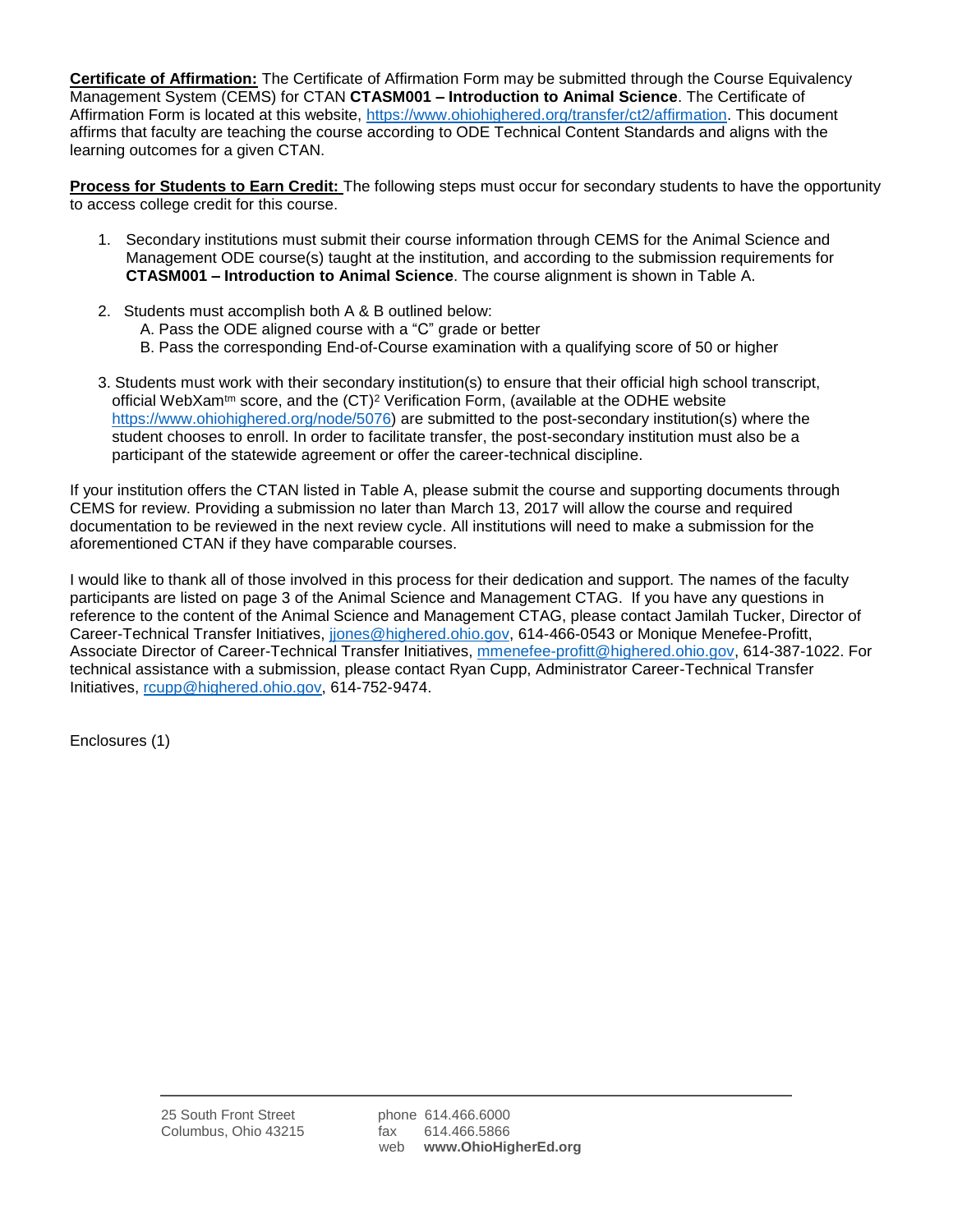**Certificate of Affirmation:** The Certificate of Affirmation Form may be submitted through the Course Equivalency Management System (CEMS) for CTAN **CTASM001 – Introduction to Animal Science**. The Certificate of Affirmation Form is located at this website, https://www.ohiohighered.org/transfer/ct2/affirmation. This document affirms that faculty are teaching the course according to ODE Technical Content Standards and aligns with the learning outcomes for a given CTAN.

**Process for Students to Earn Credit:** The following steps must occur for secondary students to have the opportunity to access college credit for this course.

1. Secondary institutions must submit their course information through CEMS for the Animal Science and Management ODE course(s) taught at the institution, and according to the submission requirements for **CTASM001 – Introduction to Animal Science**. The course alignment is shown in Table A.

2. Students must accomplish both A & B outlined below:
   A. Pass the ODE aligned course with a "C" grade or better
   B. Pass the corresponding End-of-Course examination with a qualifying score of 50 or higher

3. Students must work with their secondary institution(s) to ensure that their official high school transcript, official WebXam™ score, and the (CT)² Verification Form, (available at the ODHE website https://www.ohiohighered.org/node/5076) are submitted to the post-secondary institution(s) where the student chooses to enroll. In order to facilitate transfer, the post-secondary institution must also be a participant of the statewide agreement or offer the career-technical discipline.

If your institution offers the CTAN listed in Table A, please submit the course and supporting documents through CEMS for review. Providing a submission no later than March 13, 2017 will allow the course and required documentation to be reviewed in the next review cycle. All institutions will need to make a submission for the aforementioned CTAN if they have comparable courses.

I would like to thank all of those involved in this process for their dedication and support. The names of the faculty participants are listed on page 3 of the Animal Science and Management CTAG. If you have any questions in reference to the content of the Animal Science and Management CTAG, please contact Jamilah Tucker, Director of Career-Technical Transfer Initiatives, jjones@highered.ohio.gov, 614-466-0543 or Monique Menefee-Profitt, Associate Director of Career-Technical Transfer Initiatives, mmenefee-profitt@highered.ohio.gov, 614-387-1022. For technical assistance with a submission, please contact Ryan Cupp, Administrator Career-Technical Transfer Initiatives, rcupp@highered.ohio.gov, 614-752-9474.

Enclosures (1)

25 South Front Street
Columbus, Ohio 43215

phone 614.466.6000
fax 614.466.5866
web **www.OhioHigherEd.org**